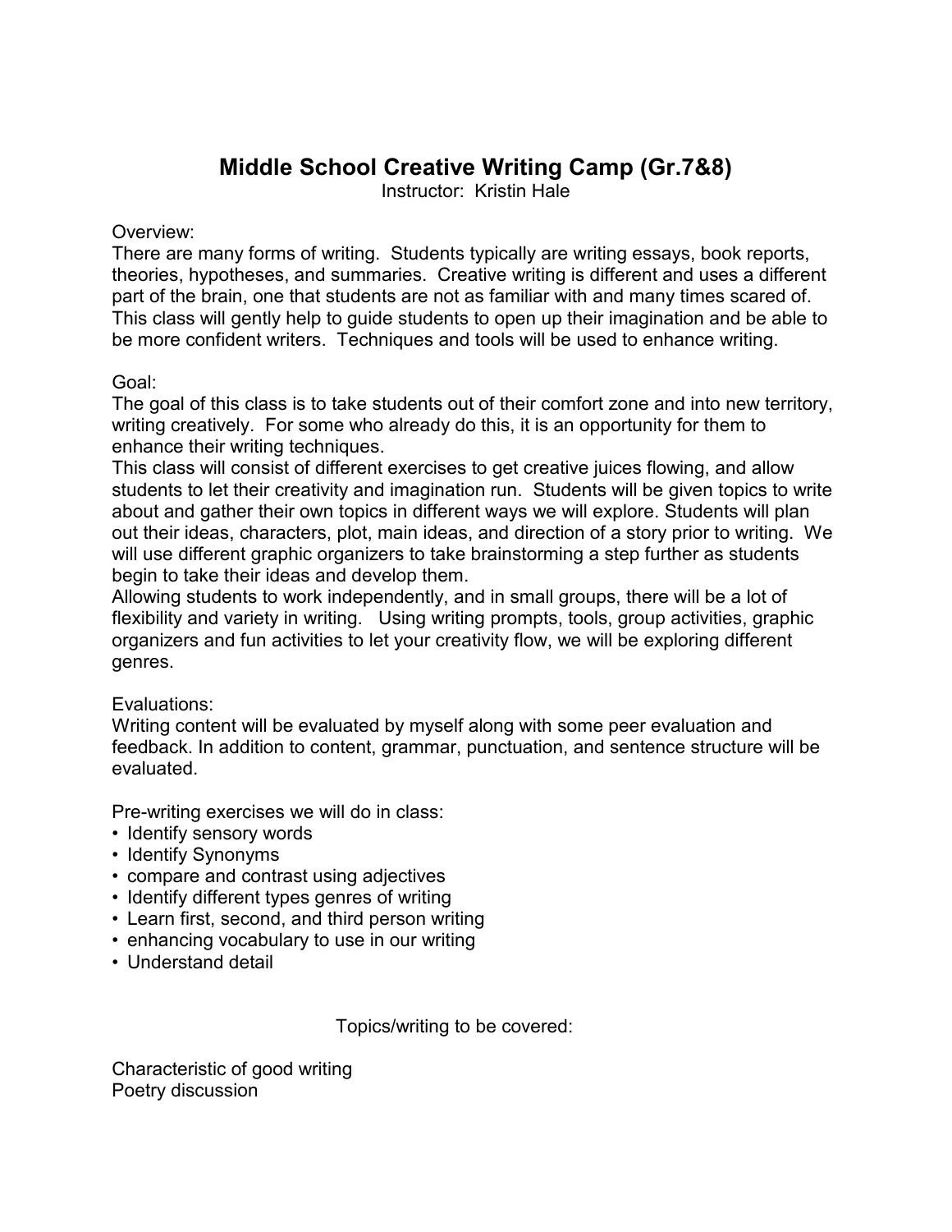# Middle School Creative Writing Camp (Gr.7&8)

Instructor: Kristin Hale

Overview:
There are many forms of writing. Students typically are writing essays, book reports, theories, hypotheses, and summaries. Creative writing is different and uses a different part of the brain, one that students are not as familiar with and many times scared of. This class will gently help to guide students to open up their imagination and be able to be more confident writers. Techniques and tools will be used to enhance writing.

Goal:
The goal of this class is to take students out of their comfort zone and into new territory, writing creatively. For some who already do this, it is an opportunity for them to enhance their writing techniques.
This class will consist of different exercises to get creative juices flowing, and allow students to let their creativity and imagination run. Students will be given topics to write about and gather their own topics in different ways we will explore. Students will plan out their ideas, characters, plot, main ideas, and direction of a story prior to writing. We will use different graphic organizers to take brainstorming a step further as students begin to take their ideas and develop them.
Allowing students to work independently, and in small groups, there will be a lot of flexibility and variety in writing. Using writing prompts, tools, group activities, graphic organizers and fun activities to let your creativity flow, we will be exploring different genres.

Evaluations:
Writing content will be evaluated by myself along with some peer evaluation and feedback. In addition to content, grammar, punctuation, and sentence structure will be evaluated.

Pre-writing exercises we will do in class:
- Identify sensory words
- Identify Synonyms
- compare and contrast using adjectives
- Identify different types genres of writing
- Learn first, second, and third person writing
- enhancing vocabulary to use in our writing
- Understand detail

Topics/writing to be covered:

Characteristic of good writing
Poetry discussion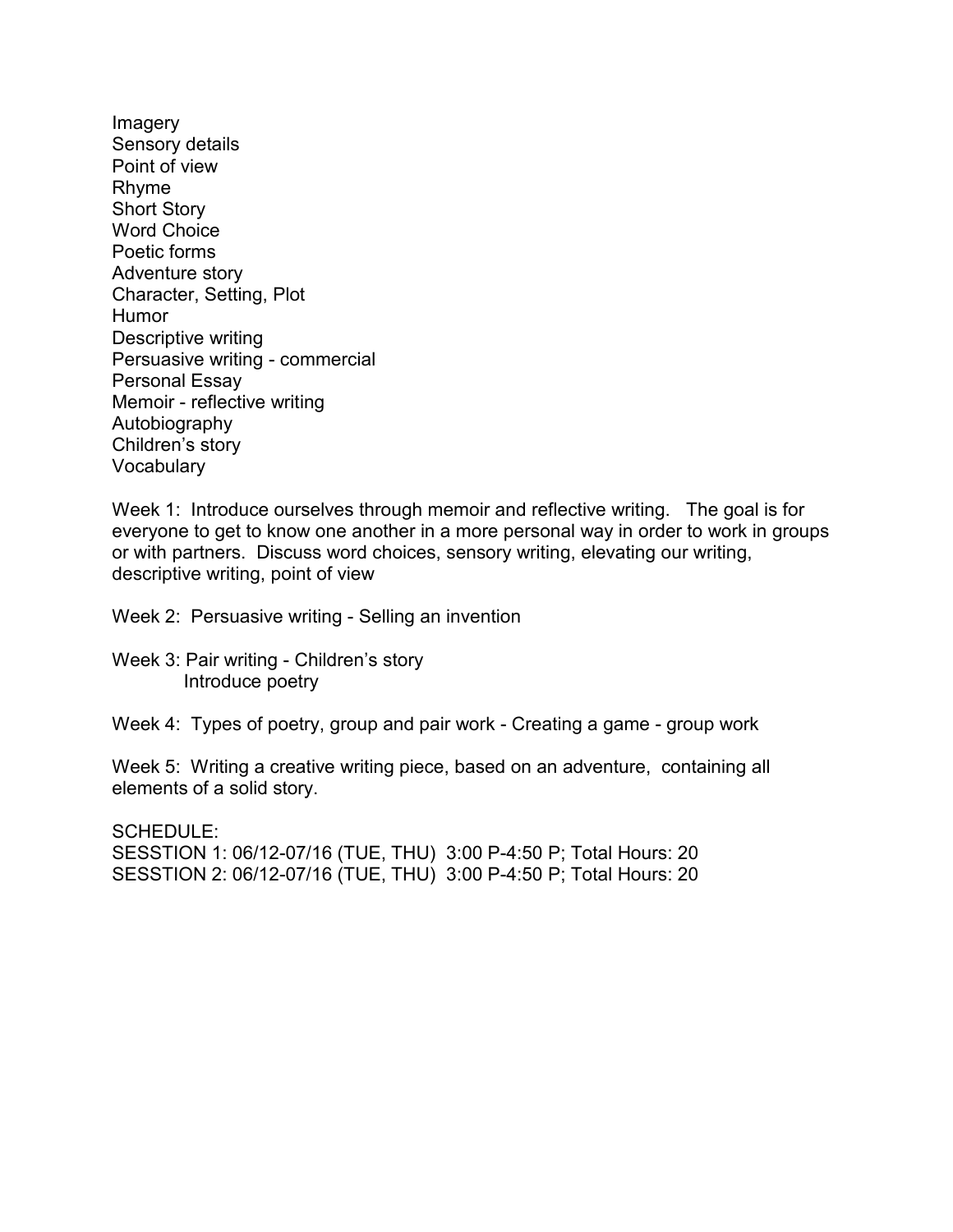Imagery
Sensory details
Point of view
Rhyme
Short Story
Word Choice
Poetic forms
Adventure story
Character, Setting, Plot
Humor
Descriptive writing
Persuasive writing - commercial
Personal Essay
Memoir - reflective writing
Autobiography
Children's story
Vocabulary

Week 1: Introduce ourselves through memoir and reflective writing. The goal is for everyone to get to know one another in a more personal way in order to work in groups or with partners. Discuss word choices, sensory writing, elevating our writing, descriptive writing, point of view

Week 2: Persuasive writing - Selling an invention

Week 3: Pair writing - Children's story
Introduce poetry

Week 4: Types of poetry, group and pair work - Creating a game - group work

Week 5: Writing a creative writing piece, based on an adventure, containing all elements of a solid story.

SCHEDULE:
SESSTION 1: 06/12-07/16 (TUE, THU) 3:00 P-4:50 P; Total Hours: 20
SESSTION 2: 06/12-07/16 (TUE, THU) 3:00 P-4:50 P; Total Hours: 20